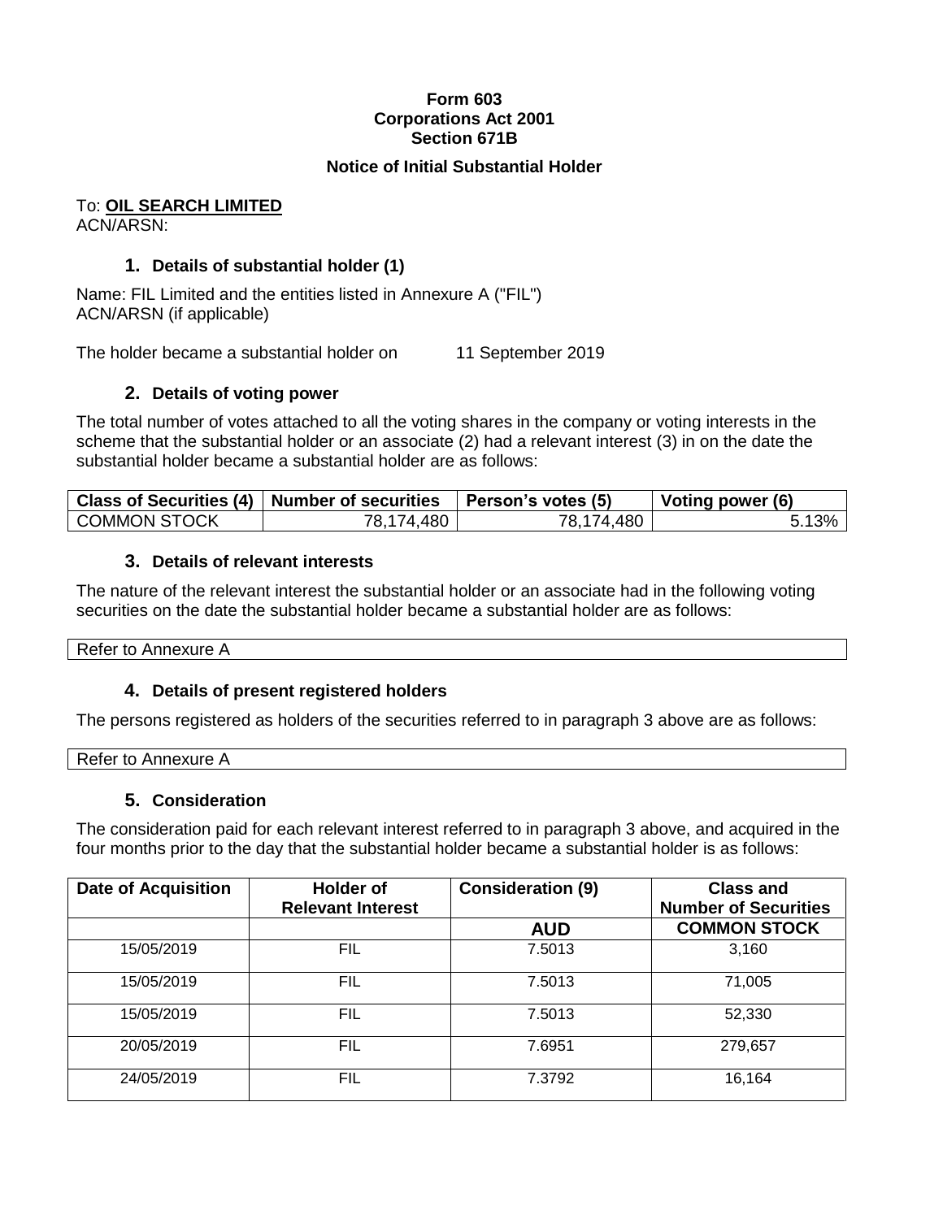**Form 603**
**Corporations Act 2001**
**Section 671B**

**Notice of Initial Substantial Holder**

To: **OIL SEARCH LIMITED**
ACN/ARSN:

### 1. Details of substantial holder (1)

Name: FIL Limited and the entities listed in Annexure A ("FIL")
ACN/ARSN (if applicable)

The holder became a substantial holder on 11 September 2019

### 2. Details of voting power

The total number of votes attached to all the voting shares in the company or voting interests in the scheme that the substantial holder or an associate (2) had a relevant interest (3) in on the date the substantial holder became a substantial holder are as follows:

| Class of Securities (4) | Number of securities | Person's votes (5) | Voting power (6) |
|---|---|---|---|
| COMMON STOCK | 78,174,480 | 78,174,480 | 5.13% |

### 3. Details of relevant interests

The nature of the relevant interest the substantial holder or an associate had in the following voting securities on the date the substantial holder became a substantial holder are as follows:

Refer to Annexure A

### 4. Details of present registered holders

The persons registered as holders of the securities referred to in paragraph 3 above are as follows:

Refer to Annexure A

### 5. Consideration

The consideration paid for each relevant interest referred to in paragraph 3 above, and acquired in the four months prior to the day that the substantial holder became a substantial holder is as follows:

| Date of Acquisition | Holder of Relevant Interest | Consideration (9) | Class and Number of Securities |
|---|---|---|---|
| | | **AUD** | **COMMON STOCK** |
| 15/05/2019 | FIL | 7.5013 | 3,160 |
| 15/05/2019 | FIL | 7.5013 | 71,005 |
| 15/05/2019 | FIL | 7.5013 | 52,330 |
| 20/05/2019 | FIL | 7.6951 | 279,657 |
| 24/05/2019 | FIL | 7.3792 | 16,164 |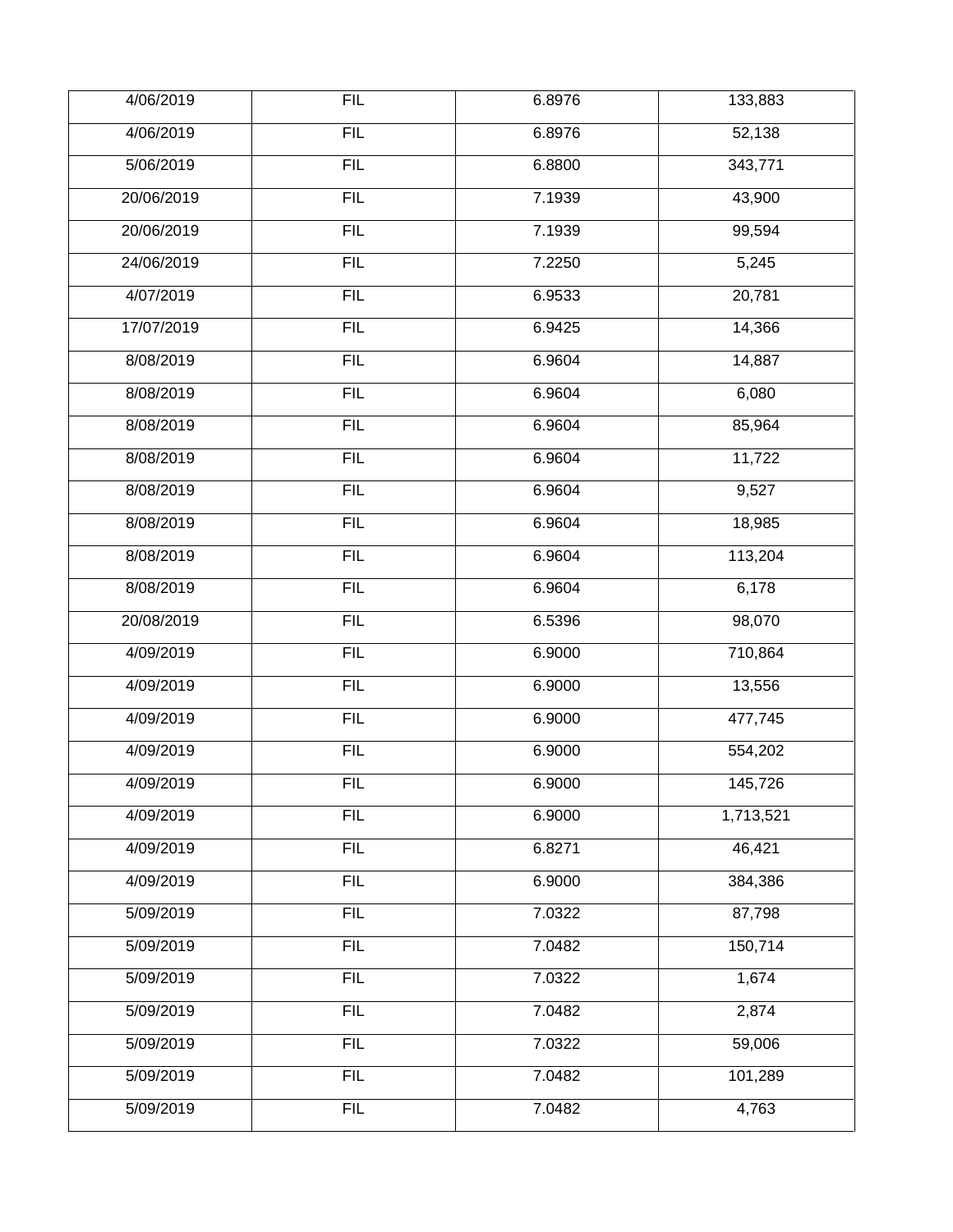| | | | |
|---|---|---|---|
| 4/06/2019 | FIL | 6.8976 | 133,883 |
| 4/06/2019 | FIL | 6.8976 | 52,138 |
| 5/06/2019 | FIL | 6.8800 | 343,771 |
| 20/06/2019 | FIL | 7.1939 | 43,900 |
| 20/06/2019 | FIL | 7.1939 | 99,594 |
| 24/06/2019 | FIL | 7.2250 | 5,245 |
| 4/07/2019 | FIL | 6.9533 | 20,781 |
| 17/07/2019 | FIL | 6.9425 | 14,366 |
| 8/08/2019 | FIL | 6.9604 | 14,887 |
| 8/08/2019 | FIL | 6.9604 | 6,080 |
| 8/08/2019 | FIL | 6.9604 | 85,964 |
| 8/08/2019 | FIL | 6.9604 | 11,722 |
| 8/08/2019 | FIL | 6.9604 | 9,527 |
| 8/08/2019 | FIL | 6.9604 | 18,985 |
| 8/08/2019 | FIL | 6.9604 | 113,204 |
| 8/08/2019 | FIL | 6.9604 | 6,178 |
| 20/08/2019 | FIL | 6.5396 | 98,070 |
| 4/09/2019 | FIL | 6.9000 | 710,864 |
| 4/09/2019 | FIL | 6.9000 | 13,556 |
| 4/09/2019 | FIL | 6.9000 | 477,745 |
| 4/09/2019 | FIL | 6.9000 | 554,202 |
| 4/09/2019 | FIL | 6.9000 | 145,726 |
| 4/09/2019 | FIL | 6.9000 | 1,713,521 |
| 4/09/2019 | FIL | 6.8271 | 46,421 |
| 4/09/2019 | FIL | 6.9000 | 384,386 |
| 5/09/2019 | FIL | 7.0322 | 87,798 |
| 5/09/2019 | FIL | 7.0482 | 150,714 |
| 5/09/2019 | FIL | 7.0322 | 1,674 |
| 5/09/2019 | FIL | 7.0482 | 2,874 |
| 5/09/2019 | FIL | 7.0322 | 59,006 |
| 5/09/2019 | FIL | 7.0482 | 101,289 |
| 5/09/2019 | FIL | 7.0482 | 4,763 |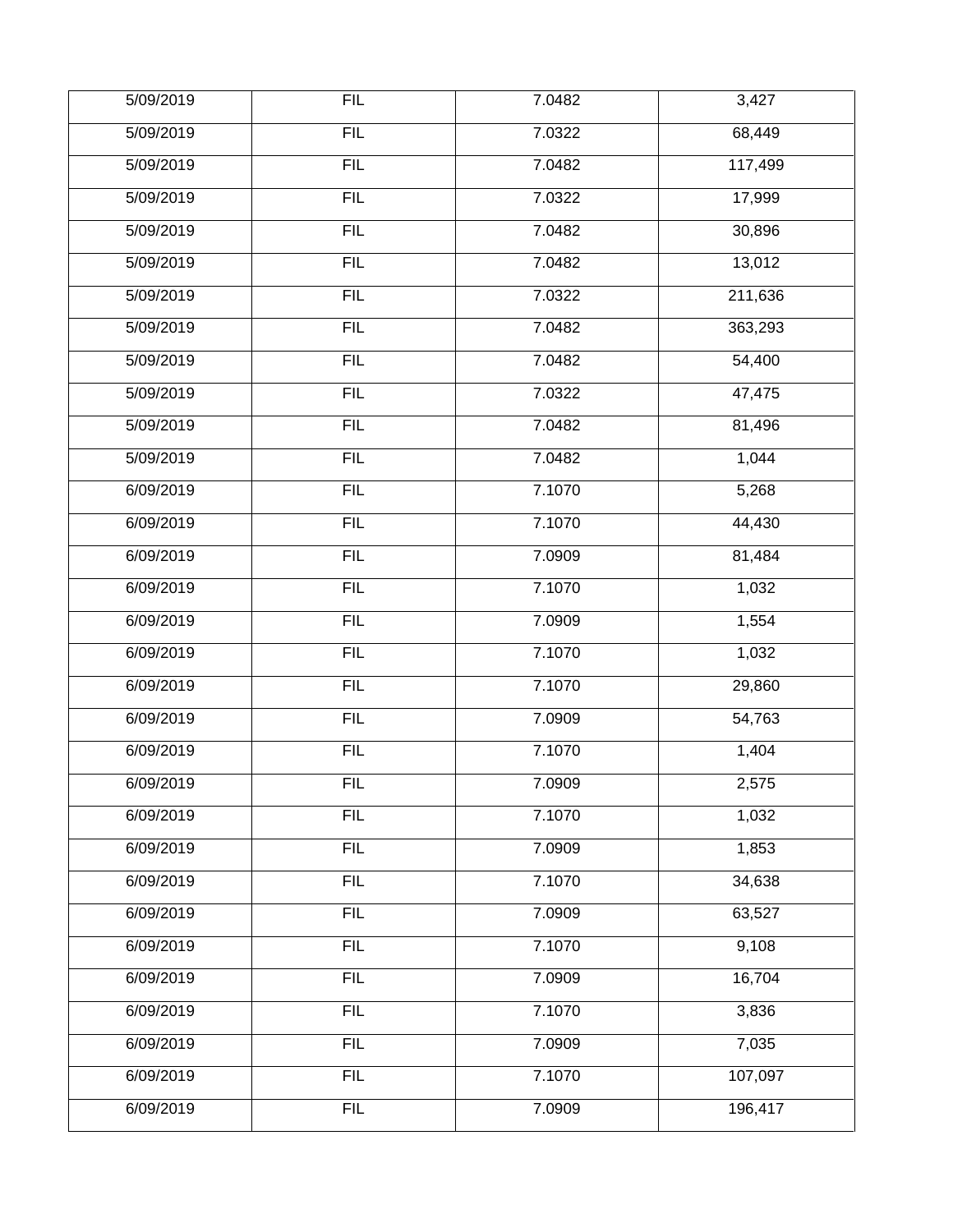| 5/09/2019 | FIL | 7.0482 | 3,427 |
|---|---|---|---|
| 5/09/2019 | FIL | 7.0322 | 68,449 |
| 5/09/2019 | FIL | 7.0482 | 117,499 |
| 5/09/2019 | FIL | 7.0322 | 17,999 |
| 5/09/2019 | FIL | 7.0482 | 30,896 |
| 5/09/2019 | FIL | 7.0482 | 13,012 |
| 5/09/2019 | FIL | 7.0322 | 211,636 |
| 5/09/2019 | FIL | 7.0482 | 363,293 |
| 5/09/2019 | FIL | 7.0482 | 54,400 |
| 5/09/2019 | FIL | 7.0322 | 47,475 |
| 5/09/2019 | FIL | 7.0482 | 81,496 |
| 5/09/2019 | FIL | 7.0482 | 1,044 |
| 6/09/2019 | FIL | 7.1070 | 5,268 |
| 6/09/2019 | FIL | 7.1070 | 44,430 |
| 6/09/2019 | FIL | 7.0909 | 81,484 |
| 6/09/2019 | FIL | 7.1070 | 1,032 |
| 6/09/2019 | FIL | 7.0909 | 1,554 |
| 6/09/2019 | FIL | 7.1070 | 1,032 |
| 6/09/2019 | FIL | 7.1070 | 29,860 |
| 6/09/2019 | FIL | 7.0909 | 54,763 |
| 6/09/2019 | FIL | 7.1070 | 1,404 |
| 6/09/2019 | FIL | 7.0909 | 2,575 |
| 6/09/2019 | FIL | 7.1070 | 1,032 |
| 6/09/2019 | FIL | 7.0909 | 1,853 |
| 6/09/2019 | FIL | 7.1070 | 34,638 |
| 6/09/2019 | FIL | 7.0909 | 63,527 |
| 6/09/2019 | FIL | 7.1070 | 9,108 |
| 6/09/2019 | FIL | 7.0909 | 16,704 |
| 6/09/2019 | FIL | 7.1070 | 3,836 |
| 6/09/2019 | FIL | 7.0909 | 7,035 |
| 6/09/2019 | FIL | 7.1070 | 107,097 |
| 6/09/2019 | FIL | 7.0909 | 196,417 |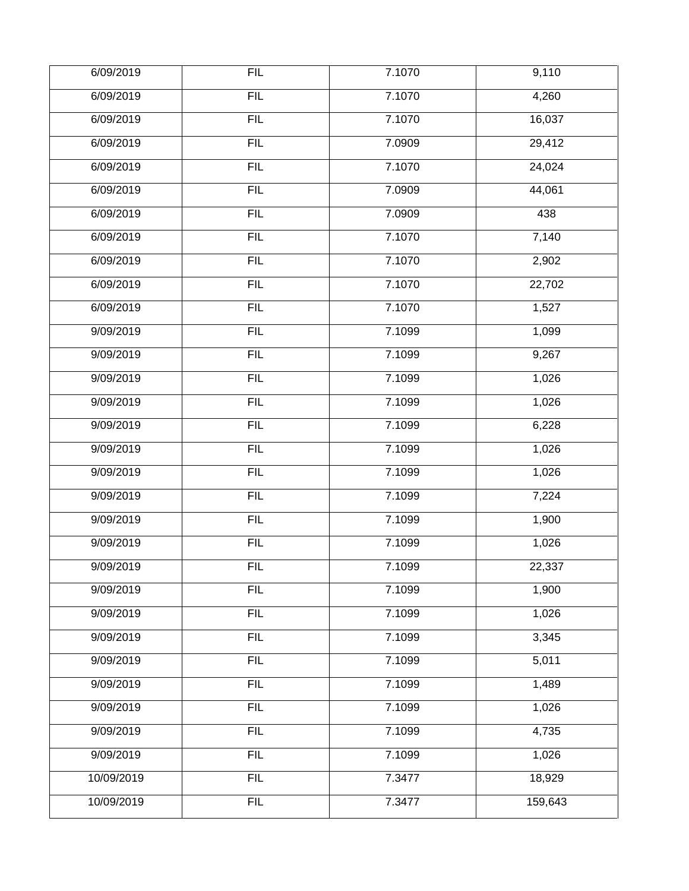| | | | |
|---|---|---|---|
| 6/09/2019 | FIL | 7.1070 | 9,110 |
| 6/09/2019 | FIL | 7.1070 | 4,260 |
| 6/09/2019 | FIL | 7.1070 | 16,037 |
| 6/09/2019 | FIL | 7.0909 | 29,412 |
| 6/09/2019 | FIL | 7.1070 | 24,024 |
| 6/09/2019 | FIL | 7.0909 | 44,061 |
| 6/09/2019 | FIL | 7.0909 | 438 |
| 6/09/2019 | FIL | 7.1070 | 7,140 |
| 6/09/2019 | FIL | 7.1070 | 2,902 |
| 6/09/2019 | FIL | 7.1070 | 22,702 |
| 6/09/2019 | FIL | 7.1070 | 1,527 |
| 9/09/2019 | FIL | 7.1099 | 1,099 |
| 9/09/2019 | FIL | 7.1099 | 9,267 |
| 9/09/2019 | FIL | 7.1099 | 1,026 |
| 9/09/2019 | FIL | 7.1099 | 1,026 |
| 9/09/2019 | FIL | 7.1099 | 6,228 |
| 9/09/2019 | FIL | 7.1099 | 1,026 |
| 9/09/2019 | FIL | 7.1099 | 1,026 |
| 9/09/2019 | FIL | 7.1099 | 7,224 |
| 9/09/2019 | FIL | 7.1099 | 1,900 |
| 9/09/2019 | FIL | 7.1099 | 1,026 |
| 9/09/2019 | FIL | 7.1099 | 22,337 |
| 9/09/2019 | FIL | 7.1099 | 1,900 |
| 9/09/2019 | FIL | 7.1099 | 1,026 |
| 9/09/2019 | FIL | 7.1099 | 3,345 |
| 9/09/2019 | FIL | 7.1099 | 5,011 |
| 9/09/2019 | FIL | 7.1099 | 1,489 |
| 9/09/2019 | FIL | 7.1099 | 1,026 |
| 9/09/2019 | FIL | 7.1099 | 4,735 |
| 9/09/2019 | FIL | 7.1099 | 1,026 |
| 10/09/2019 | FIL | 7.3477 | 18,929 |
| 10/09/2019 | FIL | 7.3477 | 159,643 |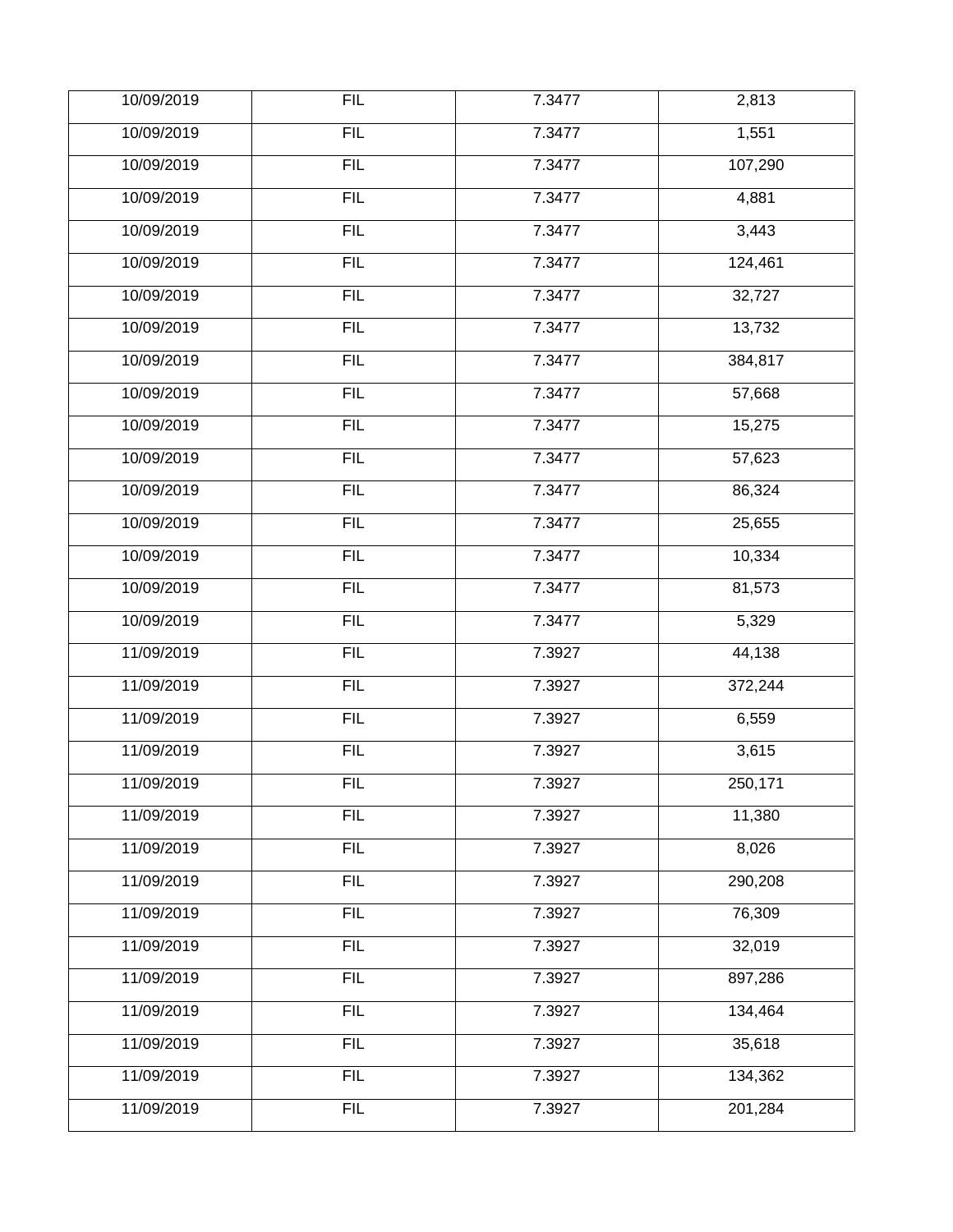| 10/09/2019 | FIL | 7.3477 | 2,813 |
|---|---|---|---|
| 10/09/2019 | FIL | 7.3477 | 1,551 |
| 10/09/2019 | FIL | 7.3477 | 107,290 |
| 10/09/2019 | FIL | 7.3477 | 4,881 |
| 10/09/2019 | FIL | 7.3477 | 3,443 |
| 10/09/2019 | FIL | 7.3477 | 124,461 |
| 10/09/2019 | FIL | 7.3477 | 32,727 |
| 10/09/2019 | FIL | 7.3477 | 13,732 |
| 10/09/2019 | FIL | 7.3477 | 384,817 |
| 10/09/2019 | FIL | 7.3477 | 57,668 |
| 10/09/2019 | FIL | 7.3477 | 15,275 |
| 10/09/2019 | FIL | 7.3477 | 57,623 |
| 10/09/2019 | FIL | 7.3477 | 86,324 |
| 10/09/2019 | FIL | 7.3477 | 25,655 |
| 10/09/2019 | FIL | 7.3477 | 10,334 |
| 10/09/2019 | FIL | 7.3477 | 81,573 |
| 10/09/2019 | FIL | 7.3477 | 5,329 |
| 11/09/2019 | FIL | 7.3927 | 44,138 |
| 11/09/2019 | FIL | 7.3927 | 372,244 |
| 11/09/2019 | FIL | 7.3927 | 6,559 |
| 11/09/2019 | FIL | 7.3927 | 3,615 |
| 11/09/2019 | FIL | 7.3927 | 250,171 |
| 11/09/2019 | FIL | 7.3927 | 11,380 |
| 11/09/2019 | FIL | 7.3927 | 8,026 |
| 11/09/2019 | FIL | 7.3927 | 290,208 |
| 11/09/2019 | FIL | 7.3927 | 76,309 |
| 11/09/2019 | FIL | 7.3927 | 32,019 |
| 11/09/2019 | FIL | 7.3927 | 897,286 |
| 11/09/2019 | FIL | 7.3927 | 134,464 |
| 11/09/2019 | FIL | 7.3927 | 35,618 |
| 11/09/2019 | FIL | 7.3927 | 134,362 |
| 11/09/2019 | FIL | 7.3927 | 201,284 |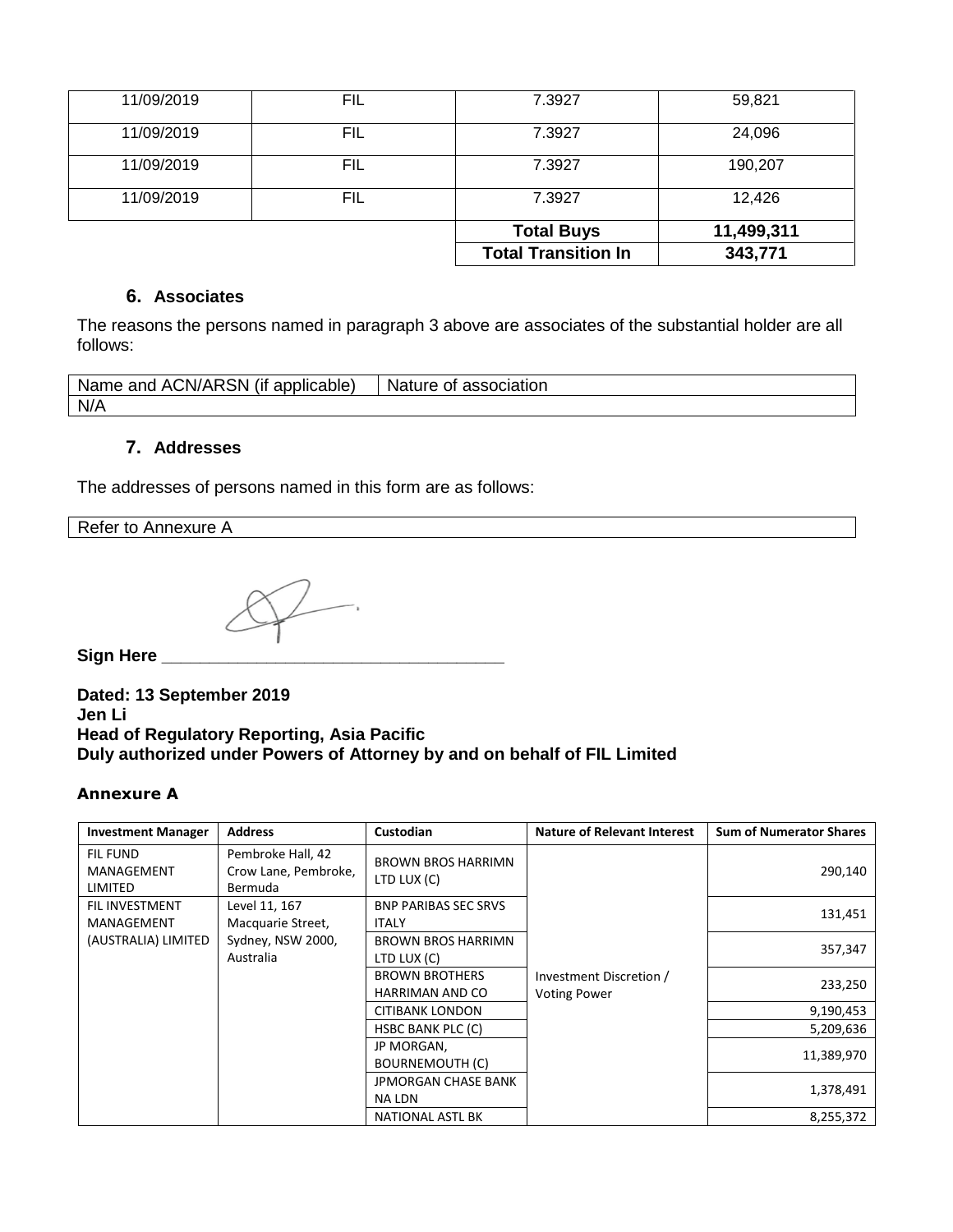| | | | |
|---|---|---|---|
| 11/09/2019 | FIL | 7.3927 | 59,821 |
| 11/09/2019 | FIL | 7.3927 | 24,096 |
| 11/09/2019 | FIL | 7.3927 | 190,207 |
| 11/09/2019 | FIL | 7.3927 | 12,426 |
| | | **Total Buys** | **11,499,311** |
| | | **Total Transition In** | **343,771** |

### 6. Associates

The reasons the persons named in paragraph 3 above are associates of the substantial holder are all follows:

| Name and ACN/ARSN (if applicable) | Nature of association |
|---|---|
| N/A | |

### 7. Addresses

The addresses of persons named in this form are as follows:

| Refer to Annexure A |
|---|

**Sign Here** ___________________________________

**Dated: 13 September 2019**
**Jen Li**
**Head of Regulatory Reporting, Asia Pacific**
**Duly authorized under Powers of Attorney by and on behalf of FIL Limited**

### Annexure A

| Investment Manager | Address | Custodian | Nature of Relevant Interest | Sum of Numerator Shares |
|---|---|---|---|---|
| FIL FUND MANAGEMENT LIMITED | Pembroke Hall, 42 Crow Lane, Pembroke, Bermuda | BROWN BROS HARRIMN LTD LUX (C) | Investment Discretion / Voting Power | 290,140 |
| FIL INVESTMENT MANAGEMENT (AUSTRALIA) LIMITED | Level 11, 167 Macquarie Street, Sydney, NSW 2000, Australia | BNP PARIBAS SEC SRVS ITALY | | 131,451 |
| | | BROWN BROS HARRIMN LTD LUX (C) | | 357,347 |
| | | BROWN BROTHERS HARRIMAN AND CO | | 233,250 |
| | | CITIBANK LONDON | | 9,190,453 |
| | | HSBC BANK PLC (C) | | 5,209,636 |
| | | JP MORGAN, BOURNEMOUTH (C) | | 11,389,970 |
| | | JPMORGAN CHASE BANK NA LDN | | 1,378,491 |
| | | NATIONAL ASTL BK | | 8,255,372 |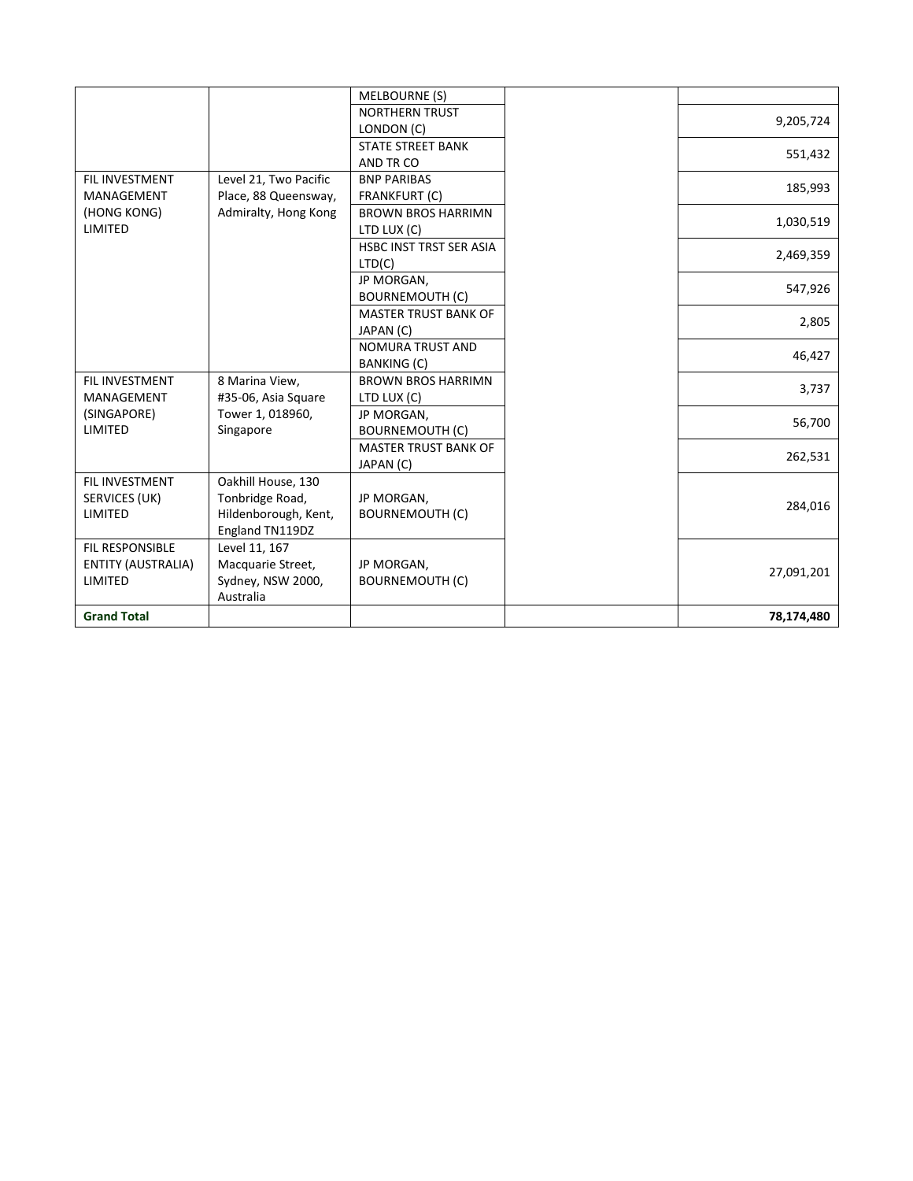| | | | | |
|---|---|---|---|---|
| | | MELBOURNE (S) | | |
| | | NORTHERN TRUST LONDON (C) | | 9,205,724 |
| | | STATE STREET BANK AND TR CO | | 551,432 |
| FIL INVESTMENT MANAGEMENT (HONG KONG) LIMITED | Level 21, Two Pacific Place, 88 Queensway, Admiralty, Hong Kong | BNP PARIBAS FRANKFURT (C) | | 185,993 |
| | | BROWN BROS HARRIMN LTD LUX (C) | | 1,030,519 |
| | | HSBC INST TRST SER ASIA LTD(C) | | 2,469,359 |
| | | JP MORGAN, BOURNEMOUTH (C) | | 547,926 |
| | | MASTER TRUST BANK OF JAPAN (C) | | 2,805 |
| | | NOMURA TRUST AND BANKING (C) | | 46,427 |
| FIL INVESTMENT MANAGEMENT (SINGAPORE) LIMITED | 8 Marina View, #35-06, Asia Square Tower 1, 018960, Singapore | BROWN BROS HARRIMN LTD LUX (C) | | 3,737 |
| | | JP MORGAN, BOURNEMOUTH (C) | | 56,700 |
| | | MASTER TRUST BANK OF JAPAN (C) | | 262,531 |
| FIL INVESTMENT SERVICES (UK) LIMITED | Oakhill House, 130 Tonbridge Road, Hildenborough, Kent, England TN119DZ | JP MORGAN, BOURNEMOUTH (C) | | 284,016 |
| FIL RESPONSIBLE ENTITY (AUSTRALIA) LIMITED | Level 11, 167 Macquarie Street, Sydney, NSW 2000, Australia | JP MORGAN, BOURNEMOUTH (C) | | 27,091,201 |
| **Grand Total** | | | | **78,174,480** |